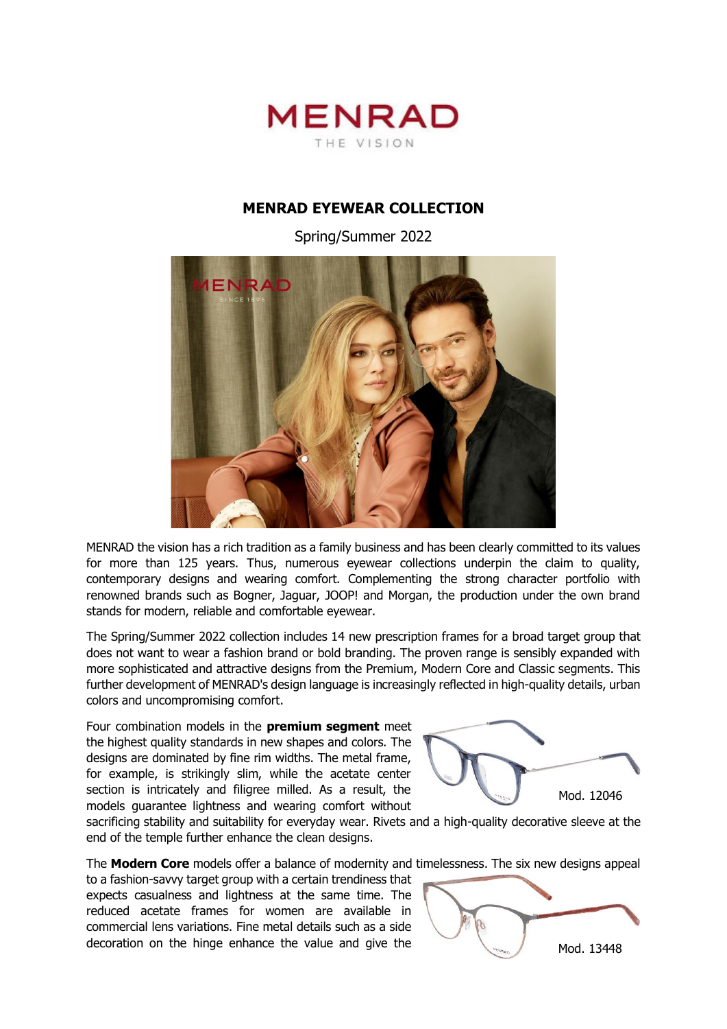MENRAD

THE VISION

# MENRAD EYEWEAR COLLECTION

Spring/Summer 2022

MENRAD the vision has a rich tradition as a family business and has been clearly committed to its values for more than 125 years. Thus, numerous eyewear collections underpin the claim to quality, contemporary designs and wearing comfort. Complementing the strong character portfolio with renowned brands such as Bogner, Jaguar, JOOP! and Morgan, the production under the own brand stands for modern, reliable and comfortable eyewear.

The Spring/Summer 2022 collection includes 14 new prescription frames for a broad target group that does not want to wear a fashion brand or bold branding. The proven range is sensibly expanded with more sophisticated and attractive designs from the Premium, Modern Core and Classic segments. This further development of MENRAD's design language is increasingly reflected in high-quality details, urban colors and uncompromising comfort.

Four combination models in the **premium segment** meet the highest quality standards in new shapes and colors. The designs are dominated by fine rim widths. The metal frame, for example, is strikingly slim, while the acetate center section is intricately and filigree milled. As a result, the models guarantee lightness and wearing comfort without sacrificing stability and suitability for everyday wear. Rivets and a high-quality decorative sleeve at the end of the temple further enhance the clean designs.

Mod. 12046

The **Modern Core** models offer a balance of modernity and timelessness. The six new designs appeal to a fashion-savvy target group with a certain trendiness that expects casualness and lightness at the same time. The reduced acetate frames for women are available in commercial lens variations. Fine metal details such as a side decoration on the hinge enhance the value and give the

Mod. 13448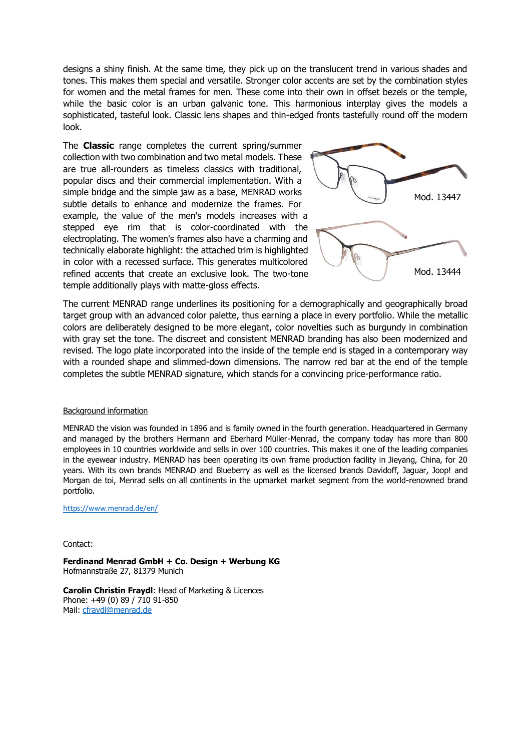designs a shiny finish. At the same time, they pick up on the translucent trend in various shades and tones. This makes them special and versatile. Stronger color accents are set by the combination styles for women and the metal frames for men. These come into their own in offset bezels or the temple, while the basic color is an urban galvanic tone. This harmonious interplay gives the models a sophisticated, tasteful look. Classic lens shapes and thin-edged fronts tastefully round off the modern look.

The **Classic** range completes the current spring/summer collection with two combination and two metal models. These are true all-rounders as timeless classics with traditional, popular discs and their commercial implementation. With a simple bridge and the simple jaw as a base, MENRAD works subtle details to enhance and modernize the frames. For example, the value of the men's models increases with a stepped eye rim that is color-coordinated with the electroplating. The women's frames also have a charming and technically elaborate highlight: the attached trim is highlighted in color with a recessed surface. This generates multicolored refined accents that create an exclusive look. The two-tone temple additionally plays with matte-gloss effects.

Mod. 13447

Mod. 13444

The current MENRAD range underlines its positioning for a demographically and geographically broad target group with an advanced color palette, thus earning a place in every portfolio. While the metallic colors are deliberately designed to be more elegant, color novelties such as burgundy in combination with gray set the tone. The discreet and consistent MENRAD branding has also been modernized and revised. The logo plate incorporated into the inside of the temple end is staged in a contemporary way with a rounded shape and slimmed-down dimensions. The narrow red bar at the end of the temple completes the subtle MENRAD signature, which stands for a convincing price-performance ratio.

Background information

MENRAD the vision was founded in 1896 and is family owned in the fourth generation. Headquartered in Germany and managed by the brothers Hermann and Eberhard Müller-Menrad, the company today has more than 800 employees in 10 countries worldwide and sells in over 100 countries. This makes it one of the leading companies in the eyewear industry. MENRAD has been operating its own frame production facility in Jieyang, China, for 20 years. With its own brands MENRAD and Blueberry as well as the licensed brands Davidoff, Jaguar, Joop! and Morgan de toi, Menrad sells on all continents in the upmarket market segment from the world-renowned brand portfolio.

https://www.menrad.de/en/

Contact:

**Ferdinand Menrad GmbH + Co. Design + Werbung KG**
Hofmannstraße 27, 81379 Munich

**Carolin Christin Fraydl**: Head of Marketing & Licences
Phone: +49 (0) 89 / 710 91-850
Mail: cfraydl@menrad.de